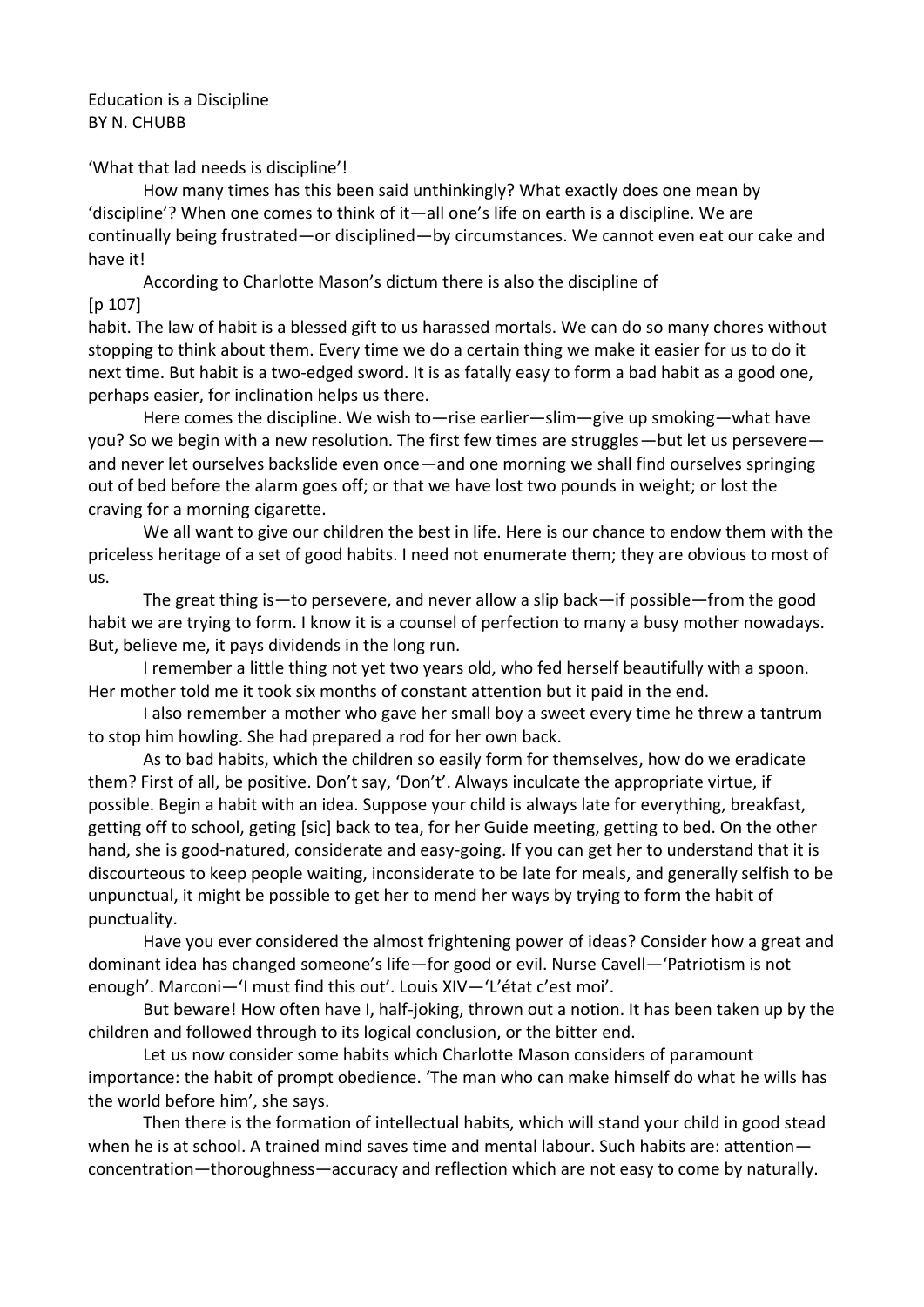# Education is a Discipline

BY N. CHUBB

'What that lad needs is discipline'!

How many times has this been said unthinkingly? What exactly does one mean by 'discipline'? When one comes to think of it—all one's life on earth is a discipline. We are continually being frustrated—or disciplined—by circumstances. We cannot even eat our cake and have it!

According to Charlotte Mason's dictum there is also the discipline of

[p 107]

habit. The law of habit is a blessed gift to us harassed mortals. We can do so many chores without stopping to think about them. Every time we do a certain thing we make it easier for us to do it next time. But habit is a two-edged sword. It is as fatally easy to form a bad habit as a good one, perhaps easier, for inclination helps us there.

Here comes the discipline. We wish to—rise earlier—slim—give up smoking—what have you? So we begin with a new resolution. The first few times are struggles—but let us persevere—and never let ourselves backslide even once—and one morning we shall find ourselves springing out of bed before the alarm goes off; or that we have lost two pounds in weight; or lost the craving for a morning cigarette.

We all want to give our children the best in life. Here is our chance to endow them with the priceless heritage of a set of good habits. I need not enumerate them; they are obvious to most of us.

The great thing is—to persevere, and never allow a slip back—if possible—from the good habit we are trying to form. I know it is a counsel of perfection to many a busy mother nowadays. But, believe me, it pays dividends in the long run.

I remember a little thing not yet two years old, who fed herself beautifully with a spoon. Her mother told me it took six months of constant attention but it paid in the end.

I also remember a mother who gave her small boy a sweet every time he threw a tantrum to stop him howling. She had prepared a rod for her own back.

As to bad habits, which the children so easily form for themselves, how do we eradicate them? First of all, be positive. Don't say, 'Don't'. Always inculcate the appropriate virtue, if possible. Begin a habit with an idea. Suppose your child is always late for everything, breakfast, getting off to school, geting [sic] back to tea, for her Guide meeting, getting to bed. On the other hand, she is good-natured, considerate and easy-going. If you can get her to understand that it is discourteous to keep people waiting, inconsiderate to be late for meals, and generally selfish to be unpunctual, it might be possible to get her to mend her ways by trying to form the habit of punctuality.

Have you ever considered the almost frightening power of ideas? Consider how a great and dominant idea has changed someone's life—for good or evil. Nurse Cavell—'Patriotism is not enough'. Marconi—'I must find this out'. Louis XIV—'L'état c'est moi'.

But beware! How often have I, half-joking, thrown out a notion. It has been taken up by the children and followed through to its logical conclusion, or the bitter end.

Let us now consider some habits which Charlotte Mason considers of paramount importance: the habit of prompt obedience. 'The man who can make himself do what he wills has the world before him', she says.

Then there is the formation of intellectual habits, which will stand your child in good stead when he is at school. A trained mind saves time and mental labour. Such habits are: attention—concentration—thoroughness—accuracy and reflection which are not easy to come by naturally.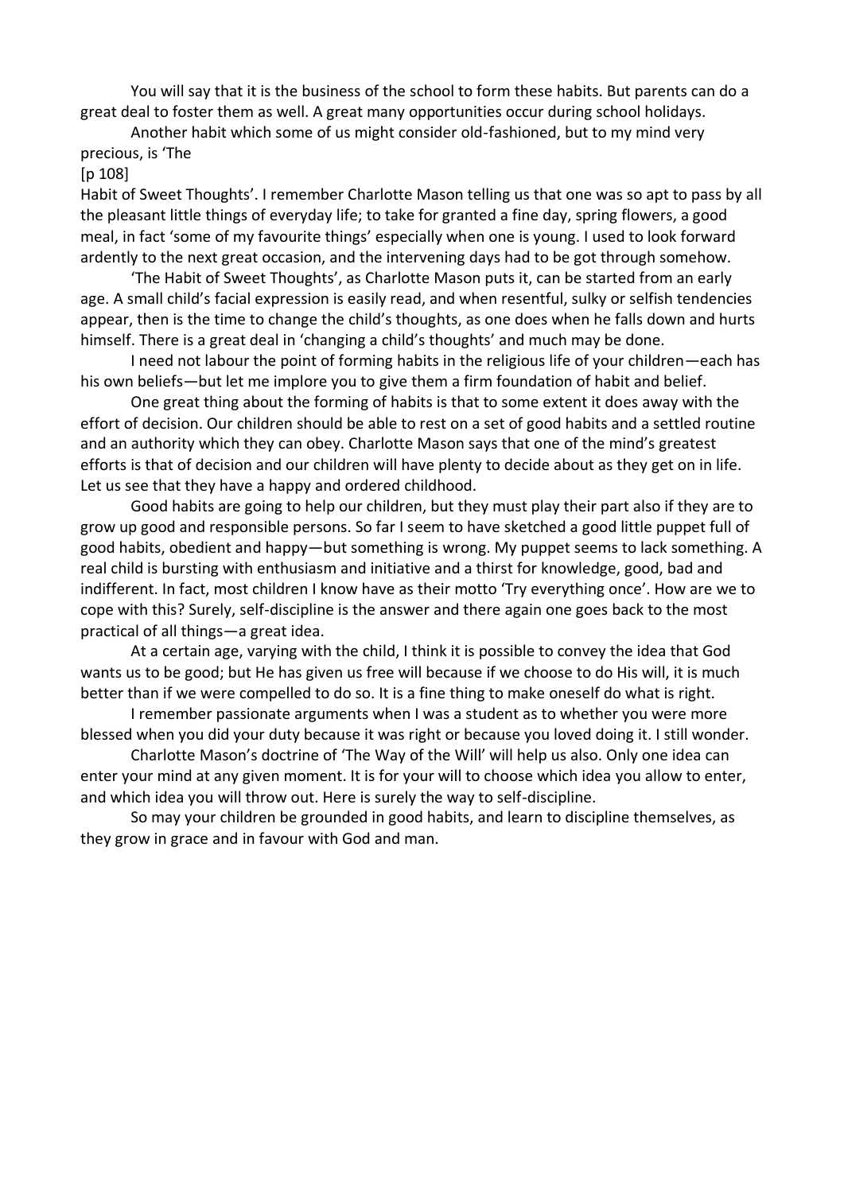You will say that it is the business of the school to form these habits. But parents can do a great deal to foster them as well. A great many opportunities occur during school holidays.

Another habit which some of us might consider old-fashioned, but to my mind very precious, is 'The

[p 108]

Habit of Sweet Thoughts'. I remember Charlotte Mason telling us that one was so apt to pass by all the pleasant little things of everyday life; to take for granted a fine day, spring flowers, a good meal, in fact 'some of my favourite things' especially when one is young. I used to look forward ardently to the next great occasion, and the intervening days had to be got through somehow.

'The Habit of Sweet Thoughts', as Charlotte Mason puts it, can be started from an early age. A small child's facial expression is easily read, and when resentful, sulky or selfish tendencies appear, then is the time to change the child's thoughts, as one does when he falls down and hurts himself. There is a great deal in 'changing a child's thoughts' and much may be done.

I need not labour the point of forming habits in the religious life of your children—each has his own beliefs—but let me implore you to give them a firm foundation of habit and belief.

One great thing about the forming of habits is that to some extent it does away with the effort of decision. Our children should be able to rest on a set of good habits and a settled routine and an authority which they can obey. Charlotte Mason says that one of the mind's greatest efforts is that of decision and our children will have plenty to decide about as they get on in life. Let us see that they have a happy and ordered childhood.

Good habits are going to help our children, but they must play their part also if they are to grow up good and responsible persons. So far I seem to have sketched a good little puppet full of good habits, obedient and happy—but something is wrong. My puppet seems to lack something. A real child is bursting with enthusiasm and initiative and a thirst for knowledge, good, bad and indifferent. In fact, most children I know have as their motto 'Try everything once'. How are we to cope with this? Surely, self-discipline is the answer and there again one goes back to the most practical of all things—a great idea.

At a certain age, varying with the child, I think it is possible to convey the idea that God wants us to be good; but He has given us free will because if we choose to do His will, it is much better than if we were compelled to do so. It is a fine thing to make oneself do what is right.

I remember passionate arguments when I was a student as to whether you were more blessed when you did your duty because it was right or because you loved doing it. I still wonder.

Charlotte Mason's doctrine of 'The Way of the Will' will help us also. Only one idea can enter your mind at any given moment. It is for your will to choose which idea you allow to enter, and which idea you will throw out. Here is surely the way to self-discipline.

So may your children be grounded in good habits, and learn to discipline themselves, as they grow in grace and in favour with God and man.